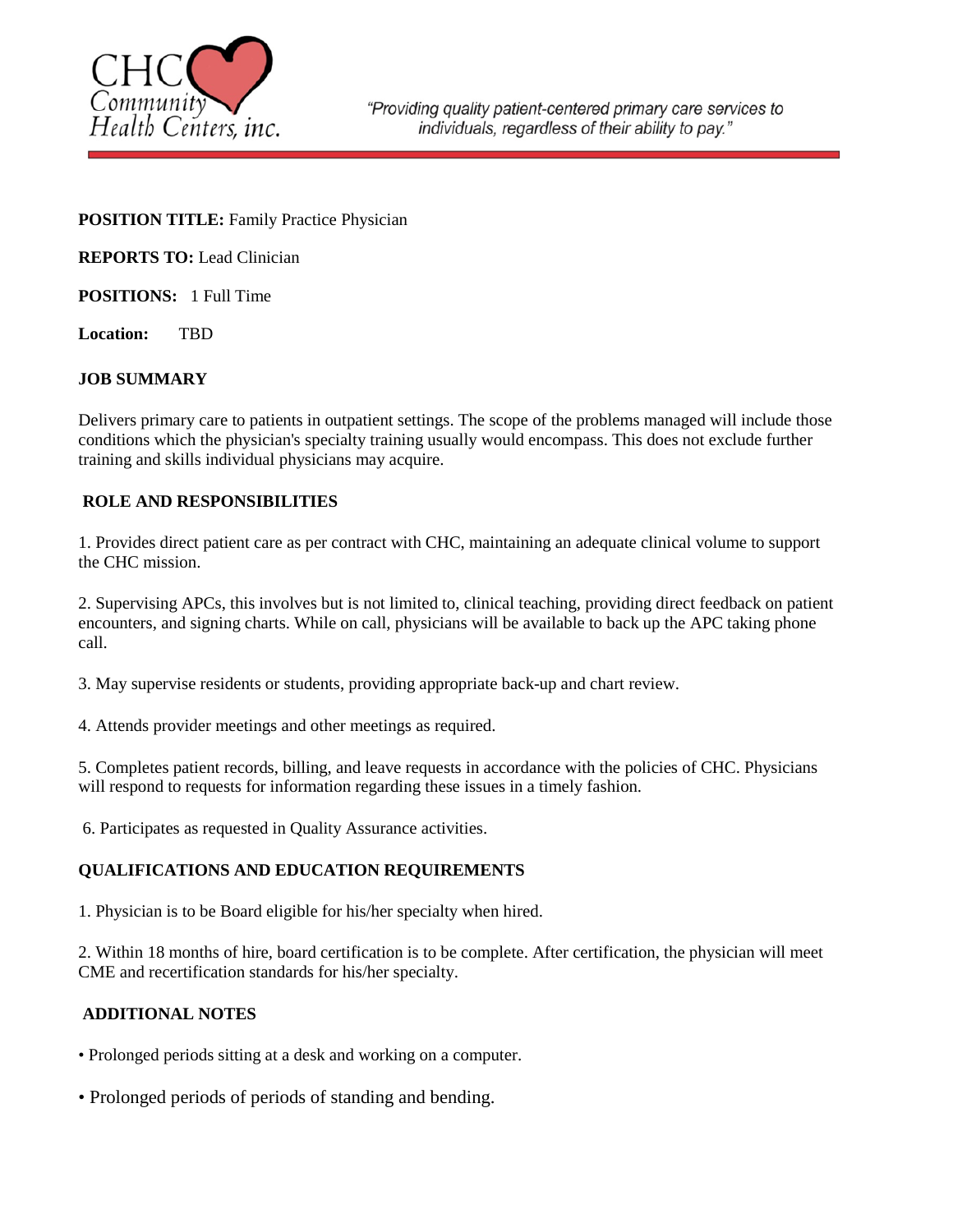CHC Community Health Centers, inc.

*"Providing quality patient-centered primary care services to individuals, regardless of their ability to pay."*

**POSITION TITLE:** Family Practice Physician

**REPORTS TO:** Lead Clinician

**POSITIONS:** 1 Full Time

**Location:** TBD

**JOB SUMMARY**

Delivers primary care to patients in outpatient settings. The scope of the problems managed will include those conditions which the physician's specialty training usually would encompass. This does not exclude further training and skills individual physicians may acquire.

**ROLE AND RESPONSIBILITIES**

1. Provides direct patient care as per contract with CHC, maintaining an adequate clinical volume to support the CHC mission.

2. Supervising APCs, this involves but is not limited to, clinical teaching, providing direct feedback on patient encounters, and signing charts. While on call, physicians will be available to back up the APC taking phone call.

3. May supervise residents or students, providing appropriate back-up and chart review.

4. Attends provider meetings and other meetings as required.

5. Completes patient records, billing, and leave requests in accordance with the policies of CHC. Physicians will respond to requests for information regarding these issues in a timely fashion.

6. Participates as requested in Quality Assurance activities.

**QUALIFICATIONS AND EDUCATION REQUIREMENTS**

1. Physician is to be Board eligible for his/her specialty when hired.

2. Within 18 months of hire, board certification is to be complete. After certification, the physician will meet CME and recertification standards for his/her specialty.

**ADDITIONAL NOTES**

- Prolonged periods sitting at a desk and working on a computer.
- Prolonged periods of periods of standing and bending.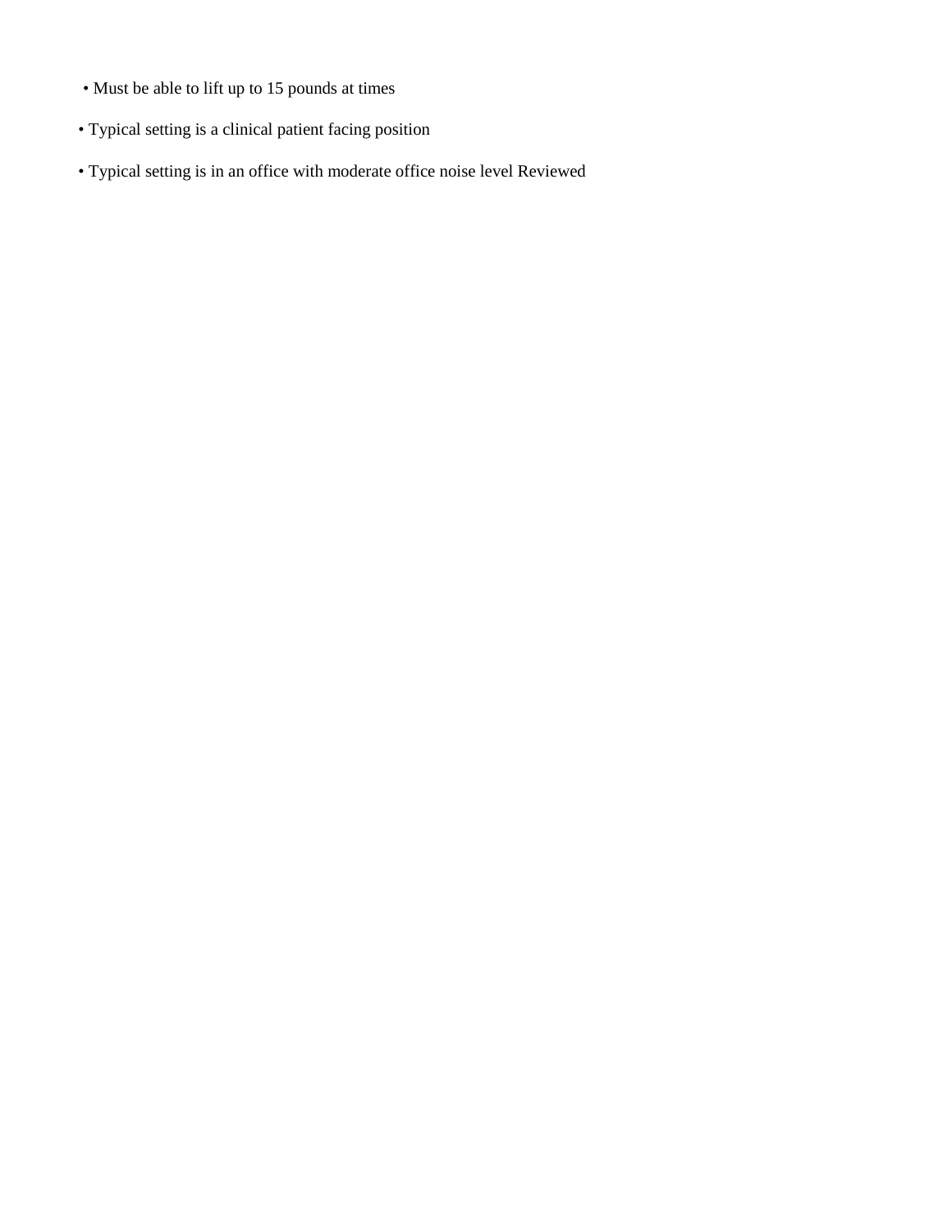- Must be able to lift up to 15 pounds at times
- Typical setting is a clinical patient facing position
- Typical setting is in an office with moderate office noise level Reviewed